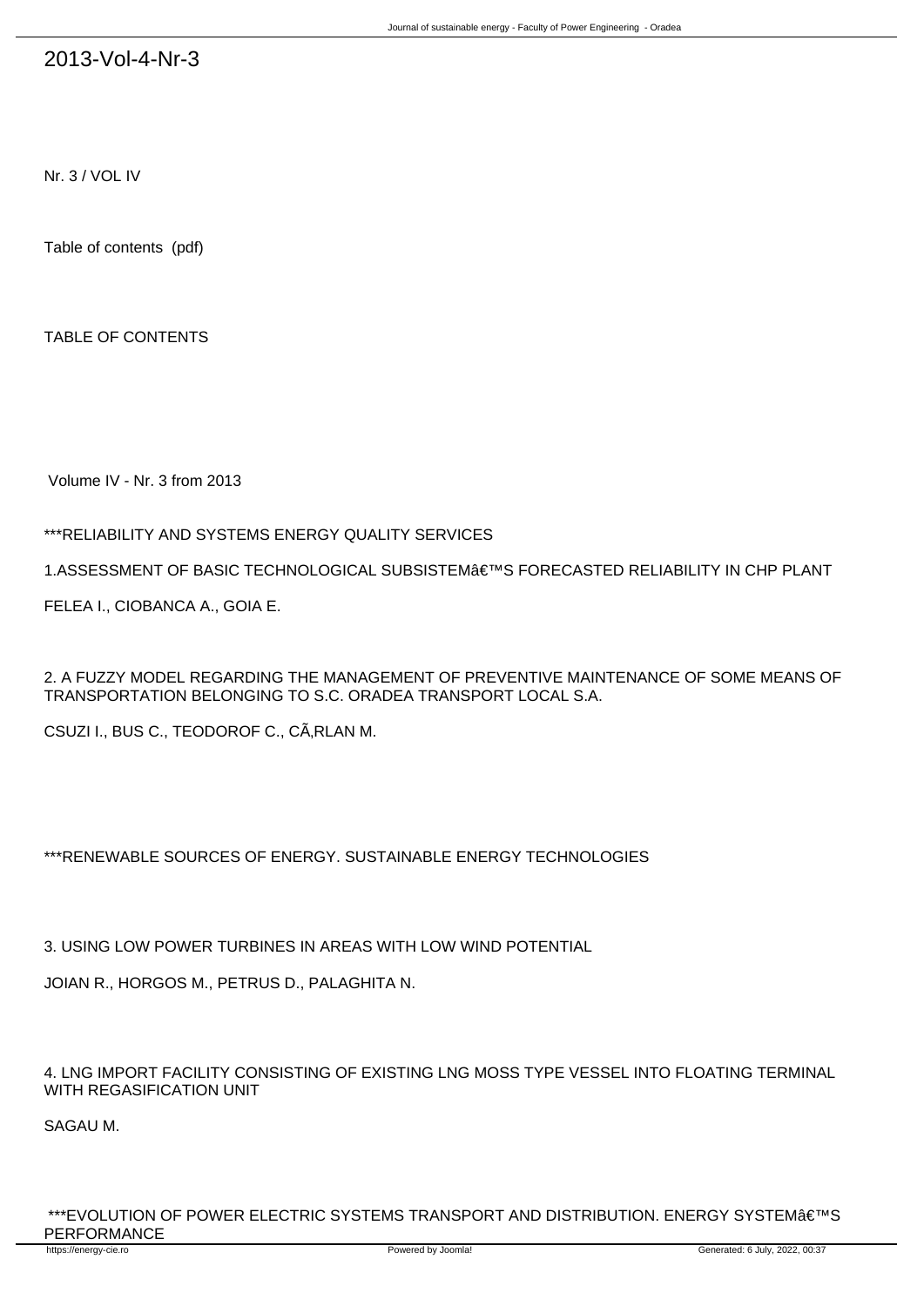# 2013-Vol-4-Nr-3

Nr. 3 / VOL IV

Table of contents (pdf)

TABLE OF CONTENTS

Volume IV - Nr. 3 from 2013

***RELIABILITY AND SYSTEMS ENERGY QUALITY SERVICES

1.ASSESSMENT OF BASIC TECHNOLOGICAL SUBSISTEMâ€™S FORECASTED RELIABILITY IN CHP PLANT

FELEA I., CIOBANCA A., GOIA E.

2. A FUZZY MODEL REGARDING THE MANAGEMENT OF PREVENTIVE MAINTENANCE OF SOME MEANS OF TRANSPORTATION BELONGING TO S.C. ORADEA TRANSPORT LOCAL S.A.

CSUZI I., BUS C., TEODOROF C., CÃ‚RLAN M.

***RENEWABLE SOURCES OF ENERGY. SUSTAINABLE ENERGY TECHNOLOGIES

3. USING LOW POWER TURBINES IN AREAS WITH LOW WIND POTENTIAL

JOIAN R., HORGOS M., PETRUS D., PALAGHITA N.

4. LNG IMPORT FACILITY CONSISTING OF EXISTING LNG MOSS TYPE VESSEL INTO FLOATING TERMINAL WITH REGASIFICATION UNIT

SAGAU M.

***EVOLUTION OF POWER ELECTRIC SYSTEMS TRANSPORT AND DISTRIBUTION. ENERGY SYSTEMâ€™S PERFORMANCE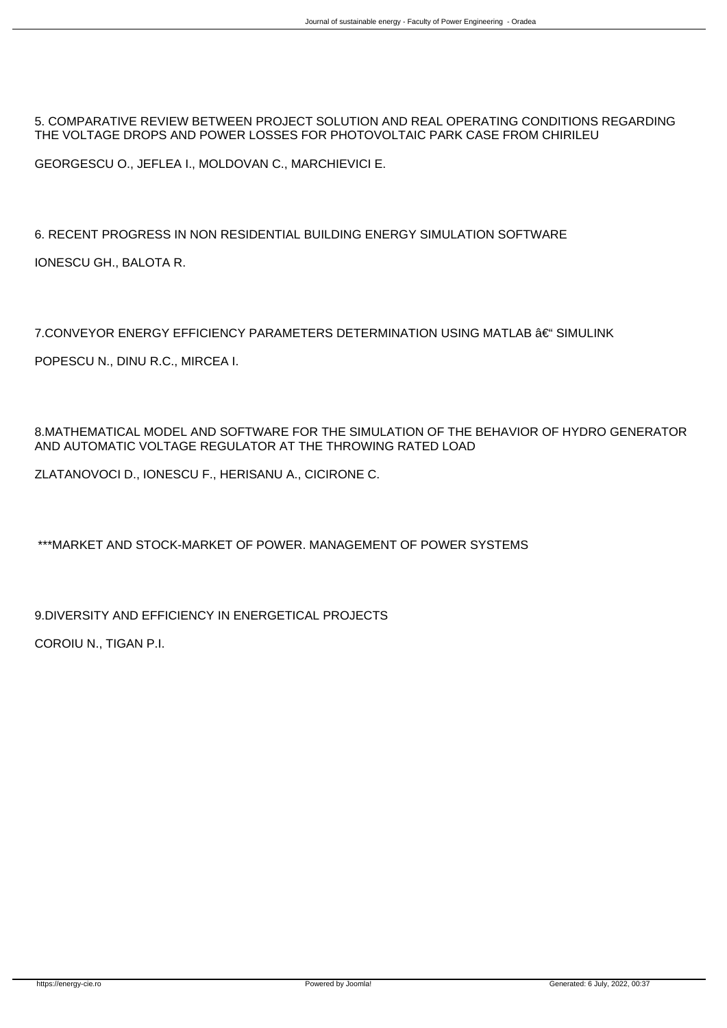5. COMPARATIVE REVIEW BETWEEN PROJECT SOLUTION AND REAL OPERATING CONDITIONS REGARDING THE VOLTAGE DROPS AND POWER LOSSES FOR PHOTOVOLTAIC PARK CASE FROM CHIRILEU

GEORGESCU O., JEFLEA I., MOLDOVAN C., MARCHIEVICI E.

6. RECENT PROGRESS IN NON RESIDENTIAL BUILDING ENERGY SIMULATION SOFTWARE

IONESCU GH., BALOTA R.

7.CONVEYOR ENERGY EFFICIENCY PARAMETERS DETERMINATION USING MATLAB â€“ SIMULINK

POPESCU N., DINU R.C., MIRCEA I.

8.MATHEMATICAL MODEL AND SOFTWARE FOR THE SIMULATION OF THE BEHAVIOR OF HYDRO GENERATOR AND AUTOMATIC VOLTAGE REGULATOR AT THE THROWING RATED LOAD

ZLATANOVOCI D., IONESCU F., HERISANU A., CICIRONE C.

***MARKET AND STOCK-MARKET OF POWER. MANAGEMENT OF POWER SYSTEMS

9.DIVERSITY AND EFFICIENCY IN ENERGETICAL PROJECTS

COROIU N., TIGAN P.I.